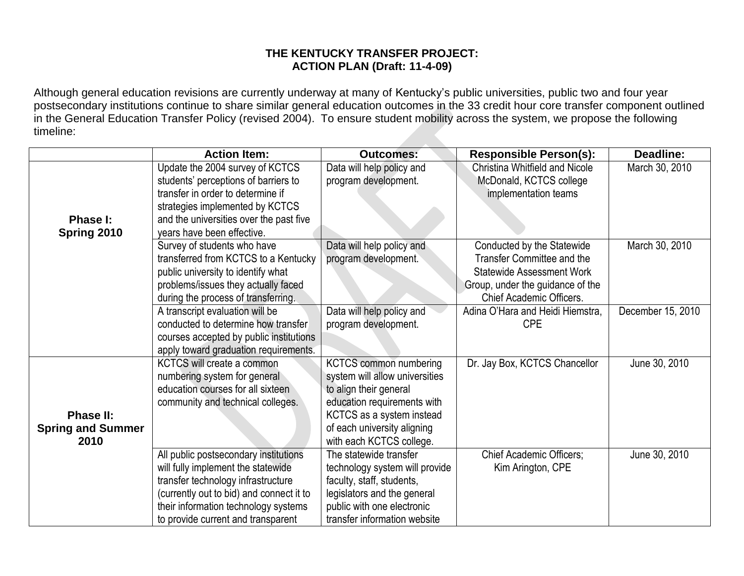**THE KENTUCKY TRANSFER PROJECT:**
**ACTION PLAN (Draft: 11-4-09)**

Although general education revisions are currently underway at many of Kentucky's public universities, public two and four year postsecondary institutions continue to share similar general education outcomes in the 33 credit hour core transfer component outlined in the General Education Transfer Policy (revised 2004). To ensure student mobility across the system, we propose the following timeline:

| | Action Item: | Outcomes: | Responsible Person(s): | Deadline: |
|---|---|---|---|---|
| **Phase I: Spring 2010** | Update the 2004 survey of KCTCS students' perceptions of barriers to transfer in order to determine if strategies implemented by KCTCS and the universities over the past five years have been effective. | Data will help policy and program development. | Christina Whitfield and Nicole McDonald, KCTCS college implementation teams | March 30, 2010 |
| | Survey of students who have transferred from KCTCS to a Kentucky public university to identify what problems/issues they actually faced during the process of transferring. | Data will help policy and program development. | Conducted by the Statewide Transfer Committee and the Statewide Assessment Work Group, under the guidance of the Chief Academic Officers. | March 30, 2010 |
| | A transcript evaluation will be conducted to determine how transfer courses accepted by public institutions apply toward graduation requirements. | Data will help policy and program development. | Adina O'Hara and Heidi Hiemstra, CPE | December 15, 2010 |
| **Phase II: Spring and Summer 2010** | KCTCS will create a common numbering system for general education courses for all sixteen community and technical colleges. | KCTCS common numbering system will allow universities to align their general education requirements with KCTCS as a system instead of each university aligning with each KCTCS college. | Dr. Jay Box, KCTCS Chancellor | June 30, 2010 |
| | All public postsecondary institutions will fully implement the statewide transfer technology infrastructure (currently out to bid) and connect it to their information technology systems to provide current and transparent | The statewide transfer technology system will provide faculty, staff, students, legislators and the general public with one electronic transfer information website | Chief Academic Officers; Kim Arington, CPE | June 30, 2010 |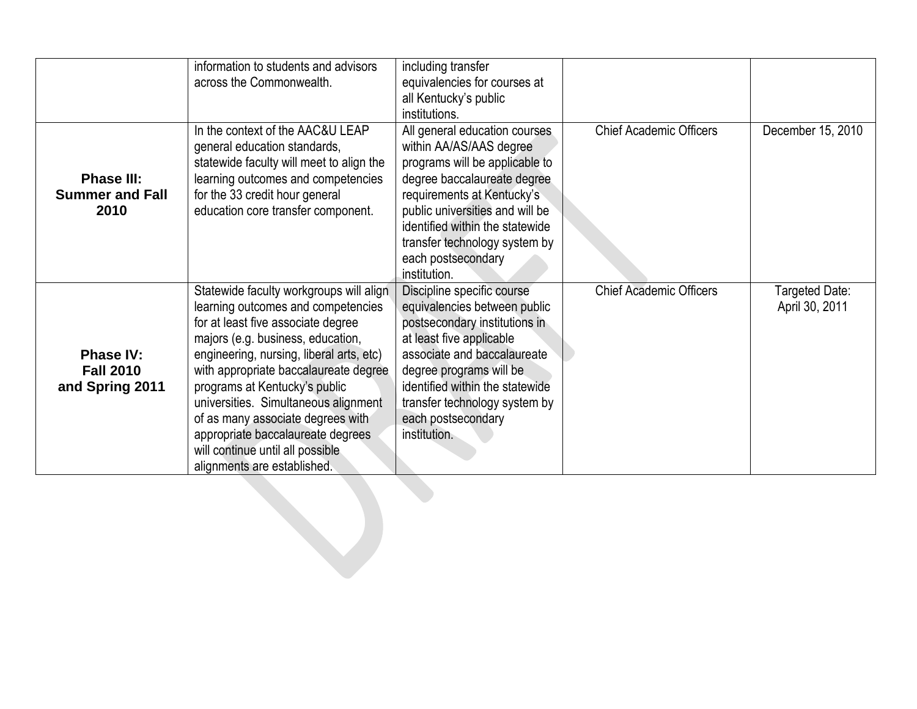| | | | | |
|---|---|---|---|---|
| | information to students and advisors across the Commonwealth. | including transfer equivalencies for courses at all Kentucky's public institutions. | | |
| **Phase III: Summer and Fall 2010** | In the context of the AAC&U LEAP general education standards, statewide faculty will meet to align the learning outcomes and competencies for the 33 credit hour general education core transfer component. | All general education courses within AA/AS/AAS degree programs will be applicable to degree baccalaureate degree requirements at Kentucky's public universities and will be identified within the statewide transfer technology system by each postsecondary institution. | Chief Academic Officers | December 15, 2010 |
| **Phase IV: Fall 2010 and Spring 2011** | Statewide faculty workgroups will align learning outcomes and competencies for at least five associate degree majors (e.g. business, education, engineering, nursing, liberal arts, etc) with appropriate baccalaureate degree programs at Kentucky's public universities. Simultaneous alignment of as many associate degrees with appropriate baccalaureate degrees will continue until all possible alignments are established. | Discipline specific course equivalencies between public postsecondary institutions in at least five applicable associate and baccalaureate degree programs will be identified within the statewide transfer technology system by each postsecondary institution. | Chief Academic Officers | Targeted Date: April 30, 2011 |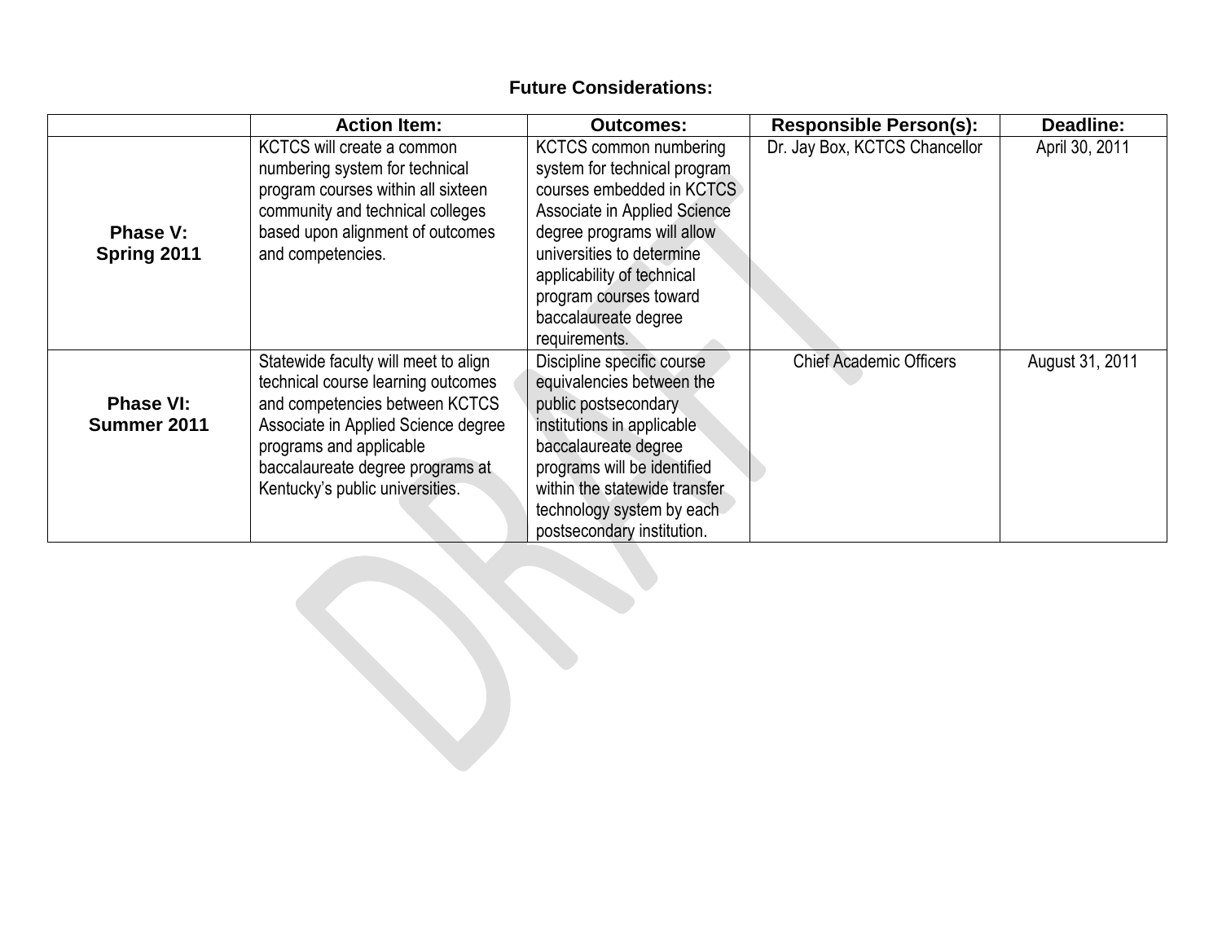**Future Considerations:**

| | Action Item: | Outcomes: | Responsible Person(s): | Deadline: |
|---|---|---|---|---|
| **Phase V: Spring 2011** | KCTCS will create a common numbering system for technical program courses within all sixteen community and technical colleges based upon alignment of outcomes and competencies. | KCTCS common numbering system for technical program courses embedded in KCTCS Associate in Applied Science degree programs will allow universities to determine applicability of technical program courses toward baccalaureate degree requirements. | Dr. Jay Box, KCTCS Chancellor | April 30, 2011 |
| **Phase VI: Summer 2011** | Statewide faculty will meet to align technical course learning outcomes and competencies between KCTCS Associate in Applied Science degree programs and applicable baccalaureate degree programs at Kentucky's public universities. | Discipline specific course equivalencies between the public postsecondary institutions in applicable baccalaureate degree programs will be identified within the statewide transfer technology system by each postsecondary institution. | Chief Academic Officers | August 31, 2011 |